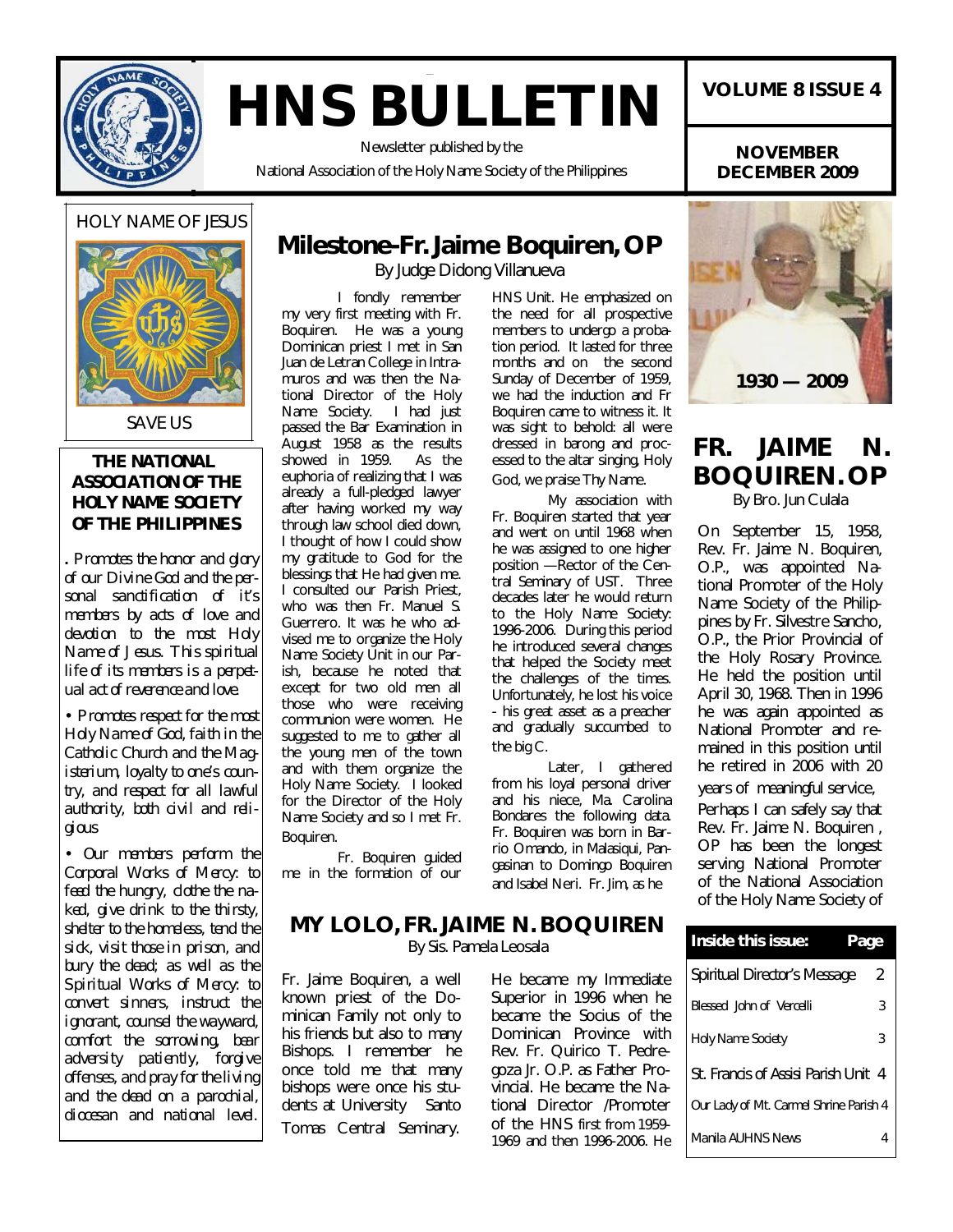# HNS BULLETIN

Newsletter published by the

National Association of the Holy Name Society of the Philippines

**VOLUME 8 ISSUE 4**

**NOVEMBER DECEMBER 2009**

HOLY NAME OF JESUS

SAVE US

**THE NATIONAL ASSOCIATION OF THE HOLY NAME SOCIETY OF THE PHILIPPINES**

*. Promotes the honor and glory of our Divine God and the personal sanctification of it's members by acts of love and devotion to the most Holy Name of Jesus. This spiritual life of its members is a perpetual act of reverence and love.*

*• Promotes respect for the most Holy Name of God, faith in the Catholic Church and the Magisterium, loyalty to one's country, and respect for all lawful authority, both civil and religious*

*• Our members perform the Corporal Works of Mercy: to feed the hungry, clothe the naked, give drink to the thirsty, shelter to the homeless, tend the sick, visit those in prison, and bury the dead; as well as the Spiritual Works of Mercy: to convert sinners, instruct the ignorant, counsel the wayward, comfort the sorrowing, bear adversity patiently, forgive offenses, and pray for the living and the dead on a parochial, diocesan and national level.*

## Milestone-Fr. Jaime Boquiren, OP

By Judge Didong Villanueva

I fondly remember my very first meeting with Fr. Boquiren. He was a young Dominican priest I met in San Juan de Letran College in Intramuros and was then the National Director of the Holy Name Society. I had just passed the Bar Examination in August 1958 as the results showed in 1959. As the euphoria of realizing that I was already a full-pledged lawyer after having worked my way through law school died down, I thought of how I could show my gratitude to God for the blessings that He had given me. I consulted our Parish Priest, who was then Fr. Manuel S. Guerrero. It was he who advised me to organize the Holy Name Society Unit in our Parish, because he noted that except for two old men all those who were receiving communion were women. He suggested to me to gather all the young men of the town and with them organize the Holy Name Society. I looked for the Director of the Holy Name Society and so I met Fr. Boquiren.

Fr. Boquiren guided me in the formation of our HNS Unit. He emphasized on the need for all prospective members to undergo a probation period. It lasted for three months and on the second Sunday of December of 1959, we had the induction and Fr Boquiren came to witness it. It was sight to behold: all were dressed in barong and processed to the altar singing, Holy God, we praise Thy Name.

My association with Fr. Boquiren started that year and went on until 1968 when he was assigned to one higher position —Rector of the Central Seminary of UST. Three decades later he would return to the Holy Name Society: 1996-2006. During this period he introduced several changes that helped the Society meet the challenges of the times. Unfortunately, he lost his voice - his great asset as a preacher and gradually succumbed to the big C.

Later, I gathered from his loyal personal driver and his niece, Ma. Carolina Bondares the following data. Fr. Boquiren was born in Barrio Omando, in Malasiqui, Pangasinan to Domingo Boquiren and Isabel Neri. Fr. Jim, as he

## MY LOLO, FR. JAIME N. BOQUIREN

By Sis. Pamela Leosala

Fr. Jaime Boquiren, a well known priest of the Dominican Family not only to his friends but also to many Bishops. I remember he once told me that many bishops were once his students at University Santo Tomas Central Seminary.

He became my Immediate Superior in 1996 when he became the Socius of the Dominican Province with Rev. Fr. Quirico T. Pedregoza Jr. O.P. as Father Provincial. He became the National Director /Promoter of the HNS first from 1959-1969 and then 1996-2006. He

1930 — 2009

## FR. JAIME N. BOQUIREN. OP

By Bro. Jun Culala

On September 15, 1958, Rev. Fr. Jaime N. Boquiren, O.P., was appointed National Promoter of the Holy Name Society of the Philippines by Fr. Silvestre Sancho, O.P., the Prior Provincial of the Holy Rosary Province. He held the position until April 30, 1968. Then in 1996 he was again appointed as National Promoter and remained in this position until he retired in 2006 with 20 years of meaningful service,

Perhaps I can safely say that Rev. Fr. Jaime N. Boquiren , OP has been the longest serving National Promoter of the National Association of the Holy Name Society of

| Inside this issue: | Page |
|---|---|
| Spiritual Director's Message | 2 |
| Blessed John of Vercelli | 3 |
| Holy Name Society | 3 |
| St. Francis of Assisi Parish Unit | 4 |
| Our Lady of Mt. Carmel Shrine Parish | 4 |
| Manila AUHNS News | 4 |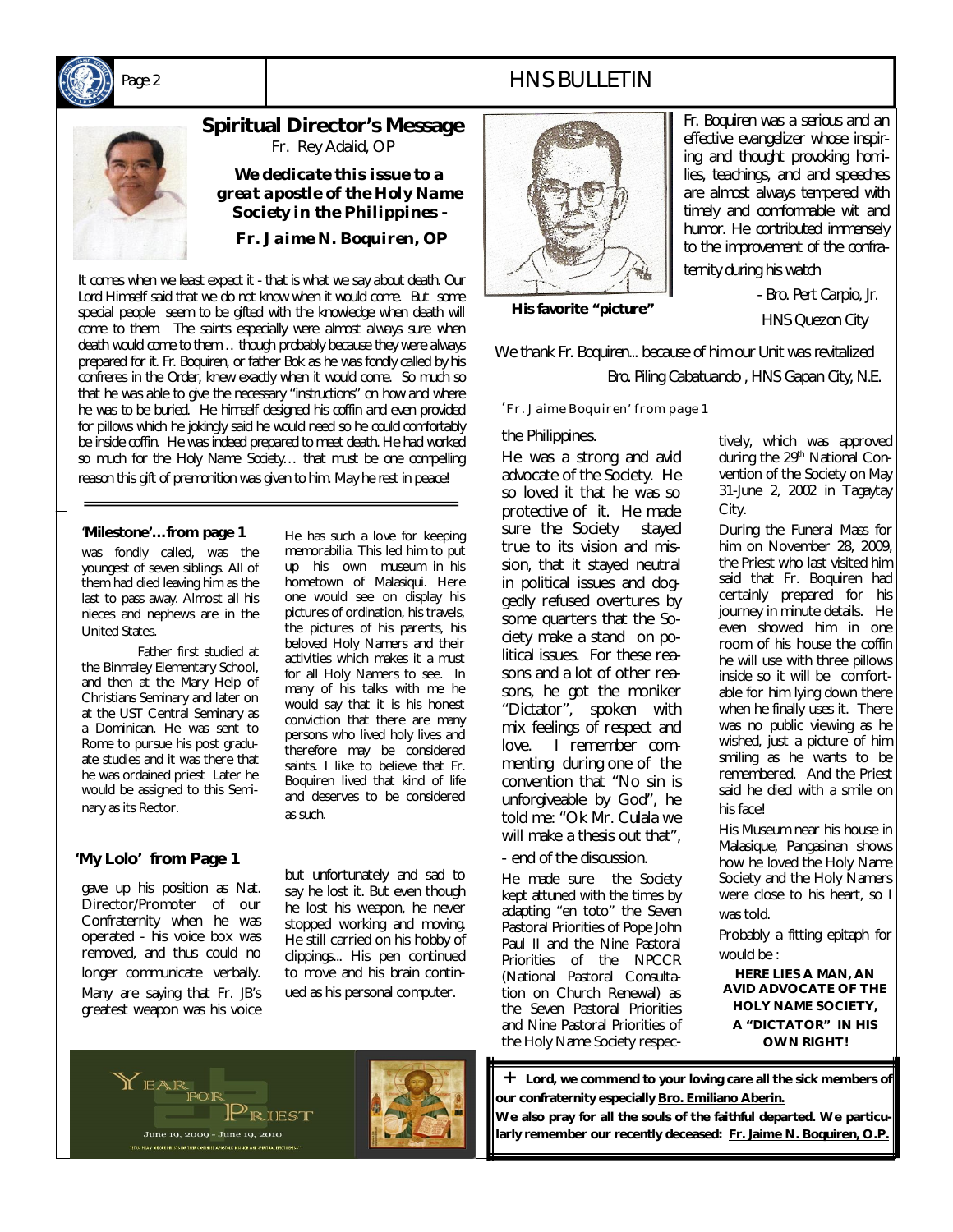## Spiritual Director's Message

Fr. Rey Adalid, OP

***We dedicate this issue to a great apostle of the Holy Name Society in the Philippines -***

***Fr. Jaime N. Boquiren, OP***

It comes when we least expect it - that is what we say about death. Our Lord Himself said that we do not know when it would come. But some special people seem to be gifted with the knowledge when death will come to them. The saints especially were almost always sure when death would come to them… though probably because they were always prepared for it. Fr. Boquiren, or father Bok as he was fondly called by his confreres in the Order, knew exactly when it would come. So much so that he was able to give the necessary "instructions" on how and where he was to be buried. He himself designed his coffin and even provided for pillows which he jokingly said he would need so he could comfortably be inside coffin. He was indeed prepared to meet death. He had worked so much for the Holy Name Society… that must be one compelling reason this gift of premonition was given to him. May he rest in peace!

**'Milestone'…from page 1**

was fondly called, was the youngest of seven siblings. All of them had died leaving him as the last to pass away. Almost all his nieces and nephews are in the United States.

Father first studied at the Binmaley Elementary School, and then at the Mary Help of Christians Seminary and later on at the UST Central Seminary as a Dominican. He was sent to Rome to pursue his post graduate studies and it was there that he was ordained priest Later he would be assigned to this Seminary as its Rector.

He has such a love for keeping memorabilia. This led him to put up his own museum in his hometown of Malasiqui. Here one would see on display his pictures of ordination, his travels, the pictures of his parents, his beloved Holy Namers and their activities which makes it a must for all Holy Namers to see. In many of his talks with me he would say that it is his honest conviction that there are many persons who lived holy lives and therefore may be considered saints. I like to believe that Fr. Boquiren lived that kind of life and deserves to be considered as such.

**'My Lolo' from Page 1**

gave up his position as Nat. Director/Promoter of our Confraternity when he was operated - his voice box was removed, and thus could no longer communicate verbally. Many are saying that Fr. JB's greatest weapon was his voice but unfortunately and sad to say he lost it. But even though he lost his weapon, he never stopped working and moving. He still carried on his hobby of clippings... His pen continued to move and his brain continued as his personal computer.

**His favorite "picture"**

Fr. Boquiren was a serious and an effective evangelizer whose inspiring and thought provoking homilies, teachings, and and speeches are almost always tempered with timely and comformable wit and humor. He contributed immensely to the improvement of the confraternity during his watch

- Bro. Pert Carpio, Jr.
HNS Quezon City

We thank Fr. Boquiren... because of him our Unit was revitalized

Bro. Piling Cabatuando , HNS Gapan City, N.E.

*'Fr. Jaime Boquiren' from page 1*

the Philippines.

He was a strong and avid advocate of the Society. He so loved it that he was so protective of it. He made sure the Society stayed true to its vision and mission, that it stayed neutral in political issues and doggedly refused overtures by some quarters that the Society make a stand on political issues. For these reasons and a lot of other reasons, he got the moniker "Dictator", spoken with mix feelings of respect and love. I remember commenting during one of the convention that "No sin is unforgiveable by God", he told me: "Ok Mr. Culala we will make a thesis out that", - end of the discussion.

He made sure the Society kept attuned with the times by adapting "en toto" the Seven Pastoral Priorities of Pope John Paul II and the Nine Pastoral Priorities of the NPCCR (National Pastoral Consultation on Church Renewal) as the Seven Pastoral Priorities and Nine Pastoral Priorities of the Holy Name Society respectively, which was approved during the 29th National Convention of the Society on May 31-June 2, 2002 in Tagaytay City.

During the Funeral Mass for him on November 28, 2009, the Priest who last visited him said that Fr. Boquiren had certainly prepared for his journey in minute details. He even showed him in one room of his house the coffin he will use with three pillows inside so it will be comfortable for him lying down there when he finally uses it. There was no public viewing as he wished, just a picture of him smiling as he wants to be remembered. And the Priest said he died with a smile on his face!

His Museum near his house in Malasique, Pangasinan shows how he loved the Holy Name Society and the Holy Namers were close to his heart, so I was told.

Probably a fitting epitaph for would be :

**HERE LIES A MAN, AN AVID ADVOCATE OF THE HOLY NAME SOCIETY, A "DICTATOR" IN HIS OWN RIGHT!**

Year for Priest
June 19, 2009 - June 19, 2010

**✝ Lord, we commend to your loving care all the sick members of our confraternity especially <u>Bro. Emiliano Aberin.</u>**

**We also pray for all the souls of the faithful departed. We particularly remember our recently deceased: <u>Fr. Jaime N. Boquiren, O.P.</u>**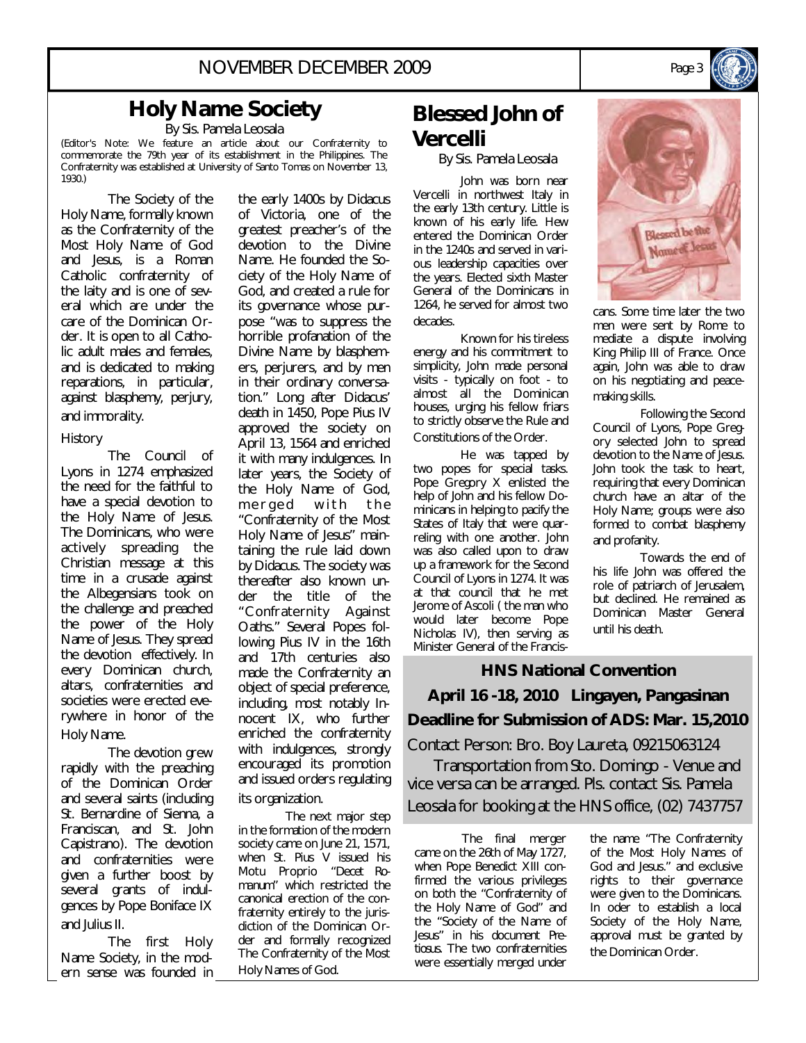# Holy Name Society

By Sis. Pamela Leosala

(Editor's Note: We feature an article about our Confraternity to commemorate the 79th year of its establishment in the Philippines. The Confraternity was established at University of Santo Tomas on November 13, 1930.)

The Society of the Holy Name, formally known as the Confraternity of the Most Holy Name of God and Jesus, is a Roman Catholic confraternity of the laity and is one of several which are under the care of the Dominican Order. It is open to all Catholic adult males and females, and is dedicated to making reparations, in particular, against blasphemy, perjury, and immorality.

### History

The Council of Lyons in 1274 emphasized the need for the faithful to have a special devotion to the Holy Name of Jesus. The Dominicans, who were actively spreading the Christian message at this time in a crusade against the Albegensians took on the challenge and preached the power of the Holy Name of Jesus. They spread the devotion effectively. In every Dominican church, altars, confraternities and societies were erected everywhere in honor of the Holy Name.

The devotion grew rapidly with the preaching of the Dominican Order and several saints (including St. Bernardine of Sienna, a Franciscan, and St. John Capistrano). The devotion and confraternities were given a further boost by several grants of indulgences by Pope Boniface IX and Julius II.

The first Holy Name Society, in the modern sense was founded in the early 1400s by Didacus of Victoria, one of the greatest preacher's of the devotion to the Divine Name. He founded the Society of the Holy Name of God, and created a rule for its governance whose purpose "was to suppress the horrible profanation of the Divine Name by blasphemers, perjurers, and by men in their ordinary conversation." Long after Didacus' death in 1450, Pope Pius IV approved the society on April 13, 1564 and enriched it with many indulgences. In later years, the Society of the Holy Name of God, merged with the "Confraternity of the Most Holy Name of Jesus" maintaining the rule laid down by Didacus. The society was thereafter also known under the title of the "Confraternity Against Oaths." Several Popes following Pius IV in the 16th and 17th centuries also made the Confraternity an object of special preference, including, most notably Innocent IX, who further enriched the confraternity with indulgences, strongly encouraged its promotion and issued orders regulating its organization.

The next major step in the formation of the modern society came on June 21, 1571, when St. Pius V issued his Motu Proprio "Decet Romanum" which restricted the canonical erection of the confraternity entirely to the jurisdiction of the Dominican Order and formally recognized The Confraternity of the Most Holy Names of God.

The final merger came on the 26th of May 1727, when Pope Benedict XIII confirmed the various privileges on both the "Confraternity of the Holy Name of God" and the "Society of the Name of Jesus" in his document *Pretiosus*. The two confraternities were essentially merged under the name "The Confraternity of the Most Holy Names of God and Jesus." and exclusive rights to their governance were given to the Dominicans. In oder to establish a local Society of the Holy Name, approval must be granted by the Dominican Order.

# Blessed John of Vercelli

By Sis. Pamela Leosala

John was born near Vercelli in northwest Italy in the early 13th century. Little is known of his early life. Hew entered the Dominican Order in the 1240s and served in various leadership capacities over the years. Elected sixth Master General of the Dominicans in 1264, he served for almost two decades.

Known for his tireless energy and his commitment to simplicity, John made personal visits - typically on foot - to almost all the Dominican houses, urging his fellow friars to strictly observe the Rule and Constitutions of the Order.

He was tapped by two popes for special tasks. Pope Gregory X enlisted the help of John and his fellow Dominicans in helping to pacify the States of Italy that were quarreling with one another. John was also called upon to draw up a framework for the Second Council of Lyons in 1274. It was at that council that he met Jerome of Ascoli ( the man who would later become Pope Nicholas IV), then serving as Minister General of the Franciscans. Some time later the two men were sent by Rome to mediate a dispute involving King Philip III of France. Once again, John was able to draw on his negotiating and peacemaking skills.

Following the Second Council of Lyons, Pope Gregory selected John to spread devotion to the Name of Jesus. John took the task to heart, requiring that every Dominican church have an altar of the Holy Name; groups were also formed to combat blasphemy and profanity.

Towards the end of his life John was offered the role of patriarch of Jerusalem, but declined. He remained as Dominican Master General until his death.

**HNS National Convention**

**April 16 -18, 2010 Lingayen, Pangasinan**

**Deadline for Submission of ADS: Mar. 15,2010**

Contact Person: Bro. Boy Laureta, 09215063124

Transportation from Sto. Domingo - Venue and vice versa can be arranged. Pls. contact Sis. Pamela Leosala for booking at the HNS office, (02) 7437757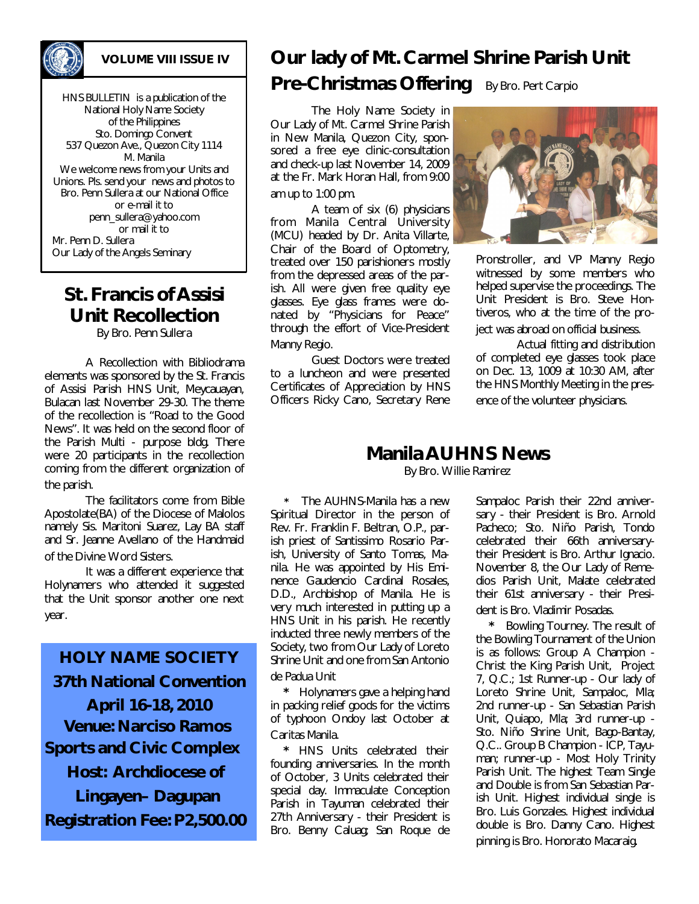**VOLUME VIII ISSUE IV**

HNS BULLETIN is a publication of the National Holy Name Society of the Philippines
Sto. Domingo Convent
537 Quezon Ave., Quezon City 1114
M. Manila
We welcome news from your Units and Unions. Pls. send your news and photos to Bro. Penn Sullera at our National Office or e-mail it to
pern_sullera@yahoo.com
or mail it to
Mr. Penn D. Sullera
Our Lady of the Angels Seminary

## St. Francis of Assisi Unit Recollection

By Bro. Penn Sullera

A Recollection with Bibliodrama elements was sponsored by the St. Francis of Assisi Parish HNS Unit, Meycauayan, Bulacan last November 29-30. The theme of the recollection is "Road to the Good News". It was held on the second floor of the Parish Multi - purpose bldg. There were 20 participants in the recollection coming from the different organization of the parish.

The facilitators come from Bible Apostolate(BA) of the Diocese of Malolos namely Sis. Maritoni Suarez, Lay BA staff and Sr. Jeanne Avellano of the Handmaid of the Divine Word Sisters.

It was a different experience that Holynamers who attended it suggested that the Unit sponsor another one next year.

**HOLY NAME SOCIETY**
**37th National Convention**
**April 16-18, 2010**
**Venue: Narciso Ramos Sports and Civic Complex**
**Host: Archdiocese of Lingayen– Dagupan**
**Registration Fee: P2,500.00**

## Our lady of Mt. Carmel Shrine Parish Unit Pre-Christmas Offering

By Bro. Pert Carpio

The Holy Name Society in Our Lady of Mt. Carmel Shrine Parish in New Manila, Quezon City, sponsored a free eye clinic-consultation and check-up last November 14, 2009 at the Fr. Mark Horan Hall, from 9:00 am up to 1:00 pm.

A team of six (6) physicians from Manila Central University (MCU) headed by Dr. Anita Villarte, Chair of the Board of Optometry, treated over 150 parishioners mostly from the depressed areas of the parish. All were given free quality eye glasses. Eye glass frames were donated by "Physicians for Peace" through the effort of Vice-President Manny Regio.

Guest Doctors were treated to a luncheon and were presented Certificates of Appreciation by HNS Officers Ricky Cano, Secretary Rene Pronstroller, and VP Manny Regio witnessed by some members who helped supervise the proceedings. The Unit President is Bro. Steve Hontiveros, who at the time of the project was abroad on official business.

Actual fitting and distribution of completed eye glasses took place on Dec. 13, 1009 at 10:30 AM, after the HNS Monthly Meeting in the presence of the volunteer physicians.

## Manila AUHNS News

By Bro. Willie Ramirez

\* The AUHNS-Manila has a new Spiritual Director in the person of Rev. Fr. Franklin F. Beltran, O.P., parish priest of Santissimo Rosario Parish, University of Santo Tomas, Manila. He was appointed by His Eminence Gaudencio Cardinal Rosales, D.D., Archbishop of Manila. He is very much interested in putting up a HNS Unit in his parish. He recently inducted three newly members of the Society, two from Our Lady of Loreto Shrine Unit and one from San Antonio de Padua Unit

\* Holynamers gave a helping hand in packing relief goods for the victims of typhoon Ondoy last October at Caritas Manila.

\* HNS Units celebrated their founding anniversaries. In the month of October, 3 Units celebrated their special day. Immaculate Conception Parish in Tayuman celebrated their 27th Anniversary - their President is Bro. Benny Caluag; San Roque de Sampaloc Parish their 22nd anniversary - their President is Bro. Arnold Pacheco; Sto. Niño Parish, Tondo celebrated their 66th anniversary- their President is Bro. Arthur Ignacio. November 8, the Our Lady of Remedios Parish Unit, Malate celebrated their 61st anniversary - their President is Bro. Vladimir Posadas.

\* Bowling Tourney. The result of the Bowling Tournament of the Union is as follows: Group A Champion - Christ the King Parish Unit, Project 7, Q.C.; 1st Runner-up - Our lady of Loreto Shrine Unit, Sampaloc, Mla; 2nd runner-up - San Sebastian Parish Unit, Quiapo, Mla; 3rd runner-up - Sto. Niño Shrine Unit, Bago-Bantay, Q.C.. Group B Champion - ICP, Tayuman; runner-up - Most Holy Trinity Parish Unit. The highest Team Single and Double is from San Sebastian Parish Unit. Highest individual single is Bro. Luis Gonzales. Highest individual double is Bro. Danny Cano. Highest pinning is Bro. Honorato Macaraig.